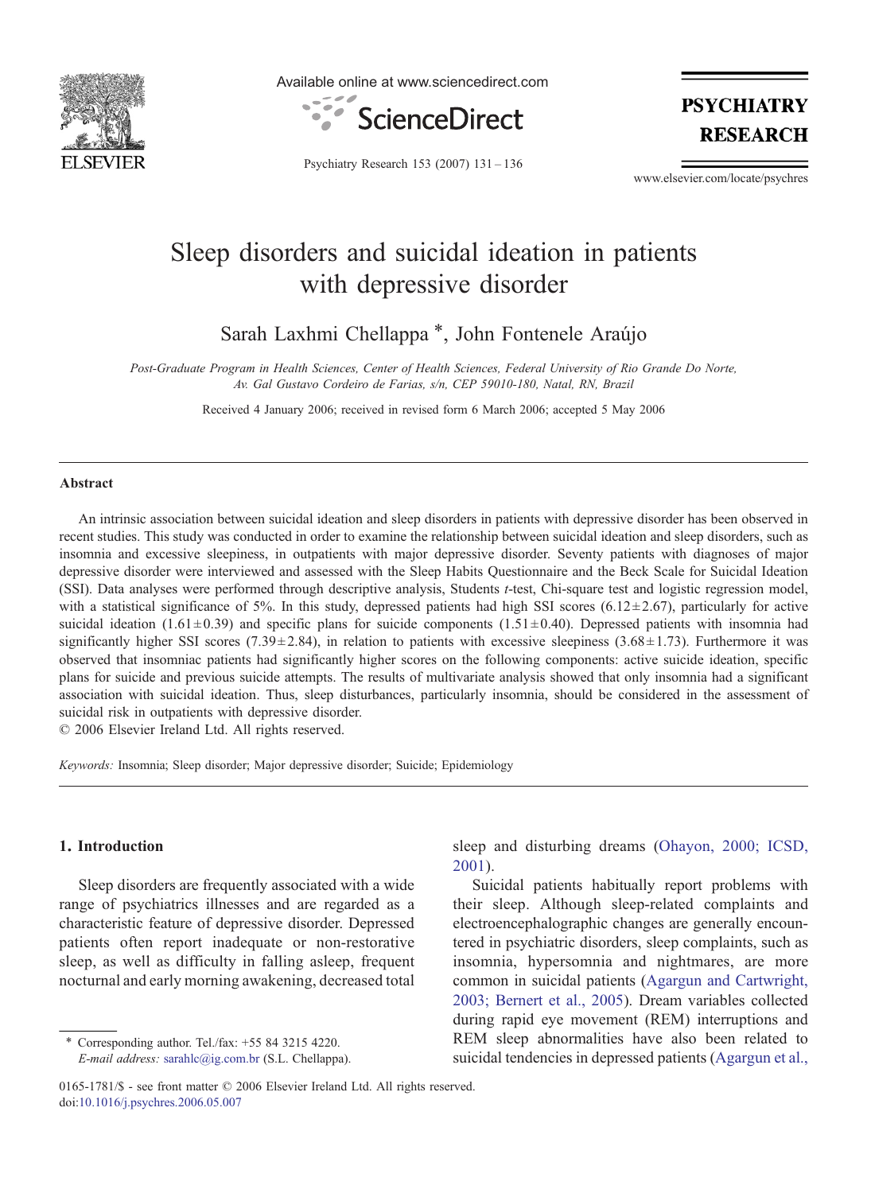# Sleep disorders and suicidal ideation in patients with depressive disorder

Sarah Laxhmi Chellappa *, John Fontenele Araújo

*Post-Graduate Program in Health Sciences, Center of Health Sciences, Federal University of Rio Grande Do Norte, Av. Gal Gustavo Cordeiro de Farias, s/n, CEP 59010-180, Natal, RN, Brazil*

Received 4 January 2006; received in revised form 6 March 2006; accepted 5 May 2006

## Abstract

An intrinsic association between suicidal ideation and sleep disorders in patients with depressive disorder has been observed in recent studies. This study was conducted in order to examine the relationship between suicidal ideation and sleep disorders, such as insomnia and excessive sleepiness, in outpatients with major depressive disorder. Seventy patients with diagnoses of major depressive disorder were interviewed and assessed with the Sleep Habits Questionnaire and the Beck Scale for Suicidal Ideation (SSI). Data analyses were performed through descriptive analysis, Students *t*-test, Chi-square test and logistic regression model, with a statistical significance of 5%. In this study, depressed patients had high SSI scores ($6.12 \pm 2.67$), particularly for active suicidal ideation ($1.61 \pm 0.39$) and specific plans for suicide components ($1.51 \pm 0.40$). Depressed patients with insomnia had significantly higher SSI scores ($7.39 \pm 2.84$), in relation to patients with excessive sleepiness ($3.68 \pm 1.73$). Furthermore it was observed that insomniac patients had significantly higher scores on the following components: active suicide ideation, specific plans for suicide and previous suicide attempts. The results of multivariate analysis showed that only insomnia had a significant association with suicidal ideation. Thus, sleep disturbances, particularly insomnia, should be considered in the assessment of suicidal risk in outpatients with depressive disorder.

© 2006 Elsevier Ireland Ltd. All rights reserved.

*Keywords:* Insomnia; Sleep disorder; Major depressive disorder; Suicide; Epidemiology

## 1. Introduction

Sleep disorders are frequently associated with a wide range of psychiatrics illnesses and are regarded as a characteristic feature of depressive disorder. Depressed patients often report inadequate or non-restorative sleep, as well as difficulty in falling asleep, frequent nocturnal and early morning awakening, decreased total sleep and disturbing dreams (Ohayon, 2000; ICSD, 2001).

Suicidal patients habitually report problems with their sleep. Although sleep-related complaints and electroencephalographic changes are generally encountered in psychiatric disorders, sleep complaints, such as insomnia, hypersomnia and nightmares, are more common in suicidal patients (Agargun and Cartwright, 2003; Bernert et al., 2005). Dream variables collected during rapid eye movement (REM) interruptions and REM sleep abnormalities have also been related to suicidal tendencies in depressed patients (Agargun et al.,

\* Corresponding author. Tel./fax: +55 84 3215 4220.
*E-mail address:* sarahlc@ig.com.br (S.L. Chellappa).

0165-1781/$ - see front matter © 2006 Elsevier Ireland Ltd. All rights reserved.
doi:10.1016/j.psychres.2006.05.007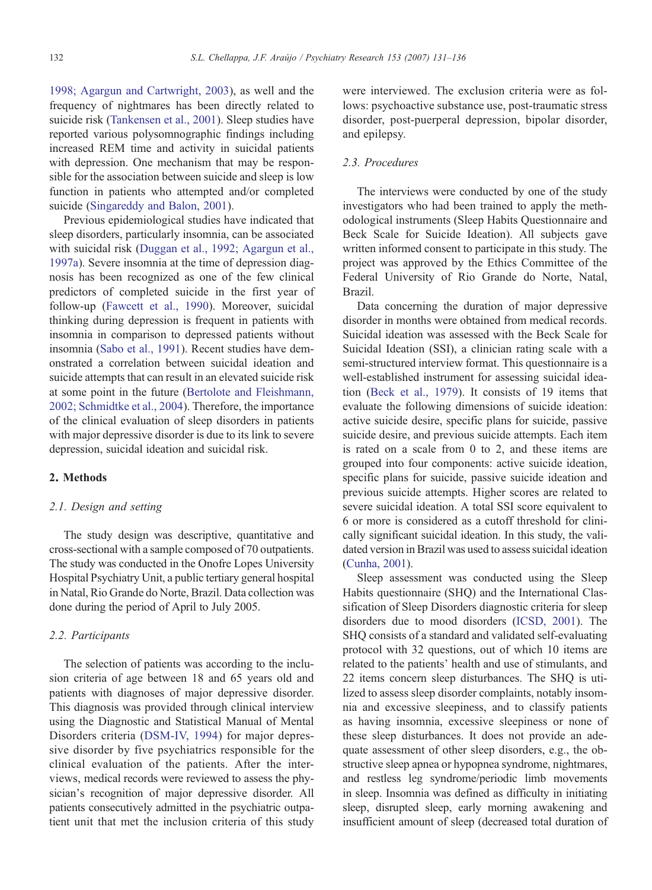1998; Agargun and Cartwright, 2003), as well and the frequency of nightmares has been directly related to suicide risk (Tankensen et al., 2001). Sleep studies have reported various polysomnographic findings including increased REM time and activity in suicidal patients with depression. One mechanism that may be responsible for the association between suicide and sleep is low function in patients who attempted and/or completed suicide (Singareddy and Balon, 2001).

Previous epidemiological studies have indicated that sleep disorders, particularly insomnia, can be associated with suicidal risk (Duggan et al., 1992; Agargun et al., 1997a). Severe insomnia at the time of depression diagnosis has been recognized as one of the few clinical predictors of completed suicide in the first year of follow-up (Fawcett et al., 1990). Moreover, suicidal thinking during depression is frequent in patients with insomnia in comparison to depressed patients without insomnia (Sabo et al., 1991). Recent studies have demonstrated a correlation between suicidal ideation and suicide attempts that can result in an elevated suicide risk at some point in the future (Bertolote and Fleishmann, 2002; Schmidtke et al., 2004). Therefore, the importance of the clinical evaluation of sleep disorders in patients with major depressive disorder is due to its link to severe depression, suicidal ideation and suicidal risk.

## 2. Methods

### 2.1. Design and setting

The study design was descriptive, quantitative and cross-sectional with a sample composed of 70 outpatients. The study was conducted in the Onofre Lopes University Hospital Psychiatry Unit, a public tertiary general hospital in Natal, Rio Grande do Norte, Brazil. Data collection was done during the period of April to July 2005.

### 2.2. Participants

The selection of patients was according to the inclusion criteria of age between 18 and 65 years old and patients with diagnoses of major depressive disorder. This diagnosis was provided through clinical interview using the Diagnostic and Statistical Manual of Mental Disorders criteria (DSM-IV, 1994) for major depressive disorder by five psychiatrics responsible for the clinical evaluation of the patients. After the interviews, medical records were reviewed to assess the physician's recognition of major depressive disorder. All patients consecutively admitted in the psychiatric outpatient unit that met the inclusion criteria of this study were interviewed. The exclusion criteria were as follows: psychoactive substance use, post-traumatic stress disorder, post-puerperal depression, bipolar disorder, and epilepsy.

### 2.3. Procedures

The interviews were conducted by one of the study investigators who had been trained to apply the methodological instruments (Sleep Habits Questionnaire and Beck Scale for Suicide Ideation). All subjects gave written informed consent to participate in this study. The project was approved by the Ethics Committee of the Federal University of Rio Grande do Norte, Natal, Brazil.

Data concerning the duration of major depressive disorder in months were obtained from medical records. Suicidal ideation was assessed with the Beck Scale for Suicidal Ideation (SSI), a clinician rating scale with a semi-structured interview format. This questionnaire is a well-established instrument for assessing suicidal ideation (Beck et al., 1979). It consists of 19 items that evaluate the following dimensions of suicide ideation: active suicide desire, specific plans for suicide, passive suicide desire, and previous suicide attempts. Each item is rated on a scale from 0 to 2, and these items are grouped into four components: active suicide ideation, specific plans for suicide, passive suicide ideation and previous suicide attempts. Higher scores are related to severe suicidal ideation. A total SSI score equivalent to 6 or more is considered as a cutoff threshold for clinically significant suicidal ideation. In this study, the validated version in Brazil was used to assess suicidal ideation (Cunha, 2001).

Sleep assessment was conducted using the Sleep Habits questionnaire (SHQ) and the International Classification of Sleep Disorders diagnostic criteria for sleep disorders due to mood disorders (ICSD, 2001). The SHQ consists of a standard and validated self-evaluating protocol with 32 questions, out of which 10 items are related to the patients' health and use of stimulants, and 22 items concern sleep disturbances. The SHQ is utilized to assess sleep disorder complaints, notably insomnia and excessive sleepiness, and to classify patients as having insomnia, excessive sleepiness or none of these sleep disturbances. It does not provide an adequate assessment of other sleep disorders, e.g., the obstructive sleep apnea or hypopnea syndrome, nightmares, and restless leg syndrome/periodic limb movements in sleep. Insomnia was defined as difficulty in initiating sleep, disrupted sleep, early morning awakening and insufficient amount of sleep (decreased total duration of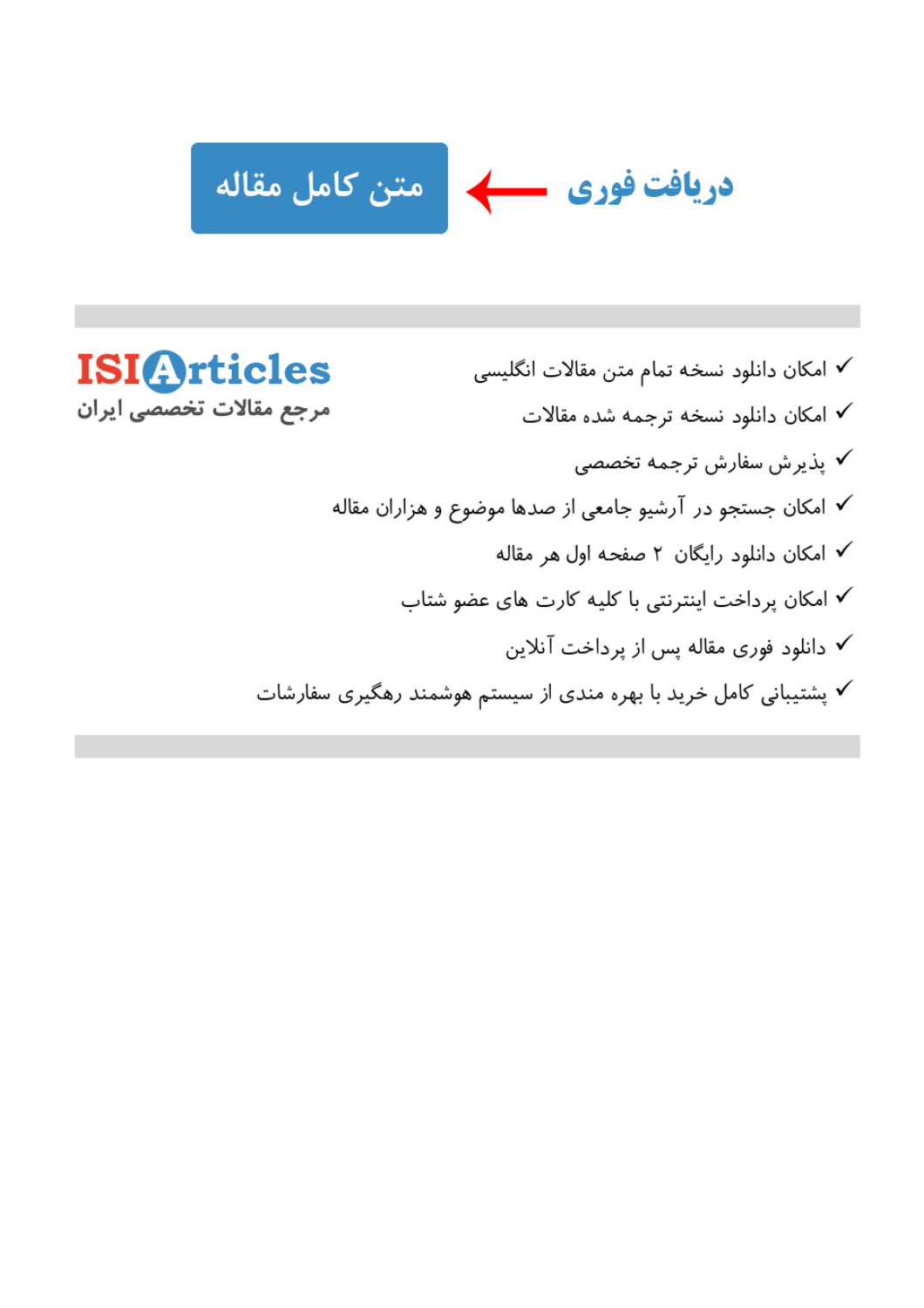دریافت فوری ← متن کامل مقاله

ISIArticles
مرجع مقالات تخصصی ایران

- ✓ امکان دانلود نسخه تمام متن مقالات انگلیسی
- ✓ امکان دانلود نسخه ترجمه شده مقالات
- ✓ پذیرش سفارش ترجمه تخصصی
- ✓ امکان جستجو در آرشیو جامعی از صدها موضوع و هزاران مقاله
- ✓ امکان دانلود رایگان ۲ صفحه اول هر مقاله
- ✓ امکان پرداخت اینترنتی با کلیه کارت های عضو شتاب
- ✓ دانلود فوری مقاله پس از پرداخت آنلاین
- ✓ پشتیبانی کامل خرید با بهره مندی از سیستم هوشمند رهگیری سفارشات